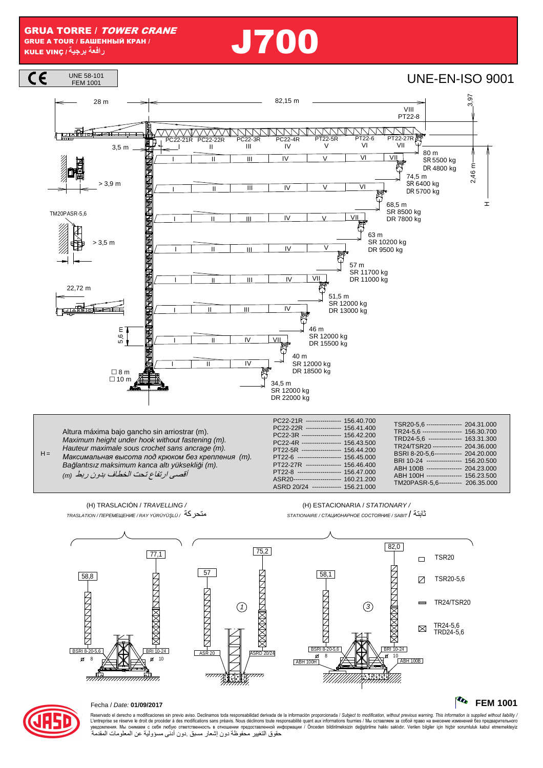# GRUA TORRE / *TOWER CRANE*

**GRUE A TOUR / БАШЕННЫЙ КРАН / KULE VINÇ / رافعة برجية**

# J700

UNE 58-101
FEM 1001

UNE-EN-ISO 9001

28 m — 82,15 m — 3,97

VIII PT22-8

PC22-21R I — PC22-22R II — PC22-3R III — PC22-4R IV — PT22-5R V — PT22-6 VI — PT22-27R VII

3,5 m

> 3,9 m

TM20PASR-5,6

> 3,5 m

22,72 m

5,6 m

□ 8 m
□ 10 m

2,46 m

H

| Radio | SR | DR |
|---|---|---|
| 80 m | 5500 kg | 4800 kg |
| 74,5 m | 6400 kg | 5700 kg |
| 68,5 m | 8500 kg | 7800 kg |
| 63 m | 10200 kg | 9500 kg |
| 57 m | 11700 kg | 11000 kg |
| 51,5 m | 12000 kg | 13000 kg |
| 46 m | 12000 kg | 15500 kg |
| 40 m | 12000 kg | 18500 kg |
| 34,5 m | 12000 kg | 22000 kg |

H =

Altura máxima bajo gancho sin arriostrar (m).
*Maximum height under hook without fastening (m).*
*Hauteur maximale sous crochet sans ancrage (m).*
*Максимальная высота под крюком без крепления (m).*
*Bağlantısız maksimum kanca altı yüksekliği (m).*
*أقصى ارتفاع تحت الخطاف بدون ربط (m)*

| | |
|---|---|
| PC22-21R | 156.40.700 |
| PC22-22R | 156.41.400 |
| PC22-3R | 156.42.200 |
| PC22-4R | 156.43.500 |
| PT22-5R | 156.44.200 |
| PT22-6 | 156.45.000 |
| PT22-27R | 156.46.400 |
| PT22-8 | 156.47.000 |
| ASR20 | 160.21.200 |
| ASRD 20/24 | 156.21.000 |
| TSR20-5,6 | 204.31.000 |
| TR24-5,6 | 156.30.700 |
| TRD24-5,6 | 163.31.300 |
| TR24/TSR20 | 204.36.000 |
| BSRI 8-20-5,6 | 204.20.000 |
| BRI 10-24 | 156.20.500 |
| ABH 100B | 204.23.000 |
| ABH 100H | 156.23.500 |
| TM20PASR-5,6 | 206.35.000 |

(H) TRASLACIÓN / *TRAVELLING* / *TRASLATION / ПЕРЕМЕЩЕНИЕ / RAY YÜRÜYÜŞLÜ* / متحركة

(H) ESTACIONARIA / *STATIONARY* / *STATIONAIRE / СТАЦИОНАРНОЕ СОСТОЯНИЕ / SABIT* / ثابتة

58,8 — BSRI 8-20-5,6 — ⌀ 8
77,1 — BRI 10-24 — ⌀ 10
57 — ASR 20 — ①
75,2 — ASRD 20/24
58,1 — BSRI 8-20-5,6 — ⌀ 8 — ABH 100H — ③
82,0 — BRI 10-24 — ⌀ 10 — ABH 100B

□ TSR20
⧄ TSR20-5,6
▭ TR24/TSR20
⊠ TR24-5,6 / TRD24-5,6

Fecha / *Date:* **01/09/2017**

**FEM 1001**

Reservado el derecho a modificaciones sin previo aviso. Declinamos toda responsabilidad derivada de la información proporcionada / *Subject to modification, without previous warning. This information is supplied without liability* / L'entreprise se réserve le droit de procéder à des modifications sans préavis. Nous déclinons toute responsabilité quant aux informations fournies / Мы оставляем за собой право на внесение изменений без предварительного уведомления. Мы снимаем с себя любую ответственность в отношении предоставленной информации / Önceden bildirilmeksizin değiştirilme hakkı saklıdır. Verilen bilgiler için hiçbir sorumluluk kabul etmemekteyiz
حقوق التغيير محفوظة دون إشعار مسبق .دون أدنى مسؤولية عن المعلومات المقدمة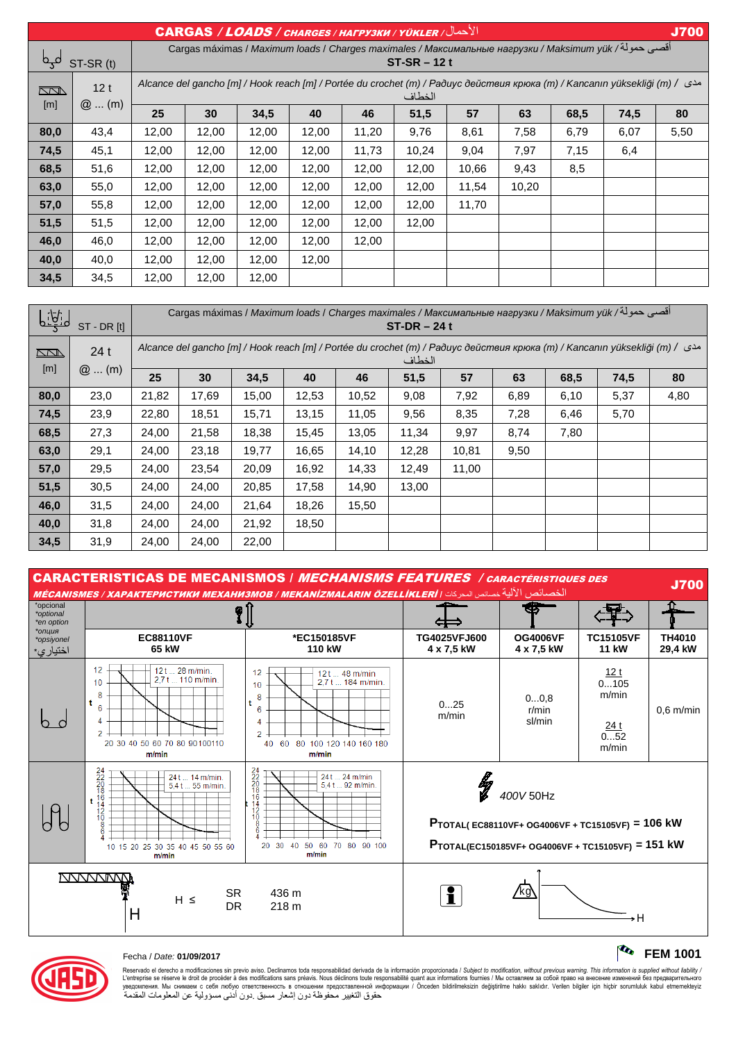## CARGAS / *LOADS* / *CHARGES* / *НАГРУЗКИ* / *YÜKLER* / الأحمال — J700

### ST-SR (t)

Cargas máximas / *Maximum loads* / *Charges maximales* / *Максимальные нагрузки* / *Maksimum yük* / أقصى حمولة

**ST-SR – 12 t**

| [m] | 12 t @ ... (m) | 25 | 30 | 34,5 | 40 | 46 | 51,5 | 57 | 63 | 68,5 | 74,5 | 80 |
|---|---|---|---|---|---|---|---|---|---|---|---|---|
| **80,0** | 43,4 | 12,00 | 12,00 | 12,00 | 12,00 | 11,20 | 9,76 | 8,61 | 7,58 | 6,79 | 6,07 | 5,50 |
| **74,5** | 45,1 | 12,00 | 12,00 | 12,00 | 12,00 | 11,73 | 10,24 | 9,04 | 7,97 | 7,15 | 6,4 | |
| **68,5** | 51,6 | 12,00 | 12,00 | 12,00 | 12,00 | 12,00 | 12,00 | 10,66 | 9,43 | 8,5 | | |
| **63,0** | 55,0 | 12,00 | 12,00 | 12,00 | 12,00 | 12,00 | 12,00 | 11,54 | 10,20 | | | |
| **57,0** | 55,8 | 12,00 | 12,00 | 12,00 | 12,00 | 12,00 | 12,00 | 11,70 | | | | |
| **51,5** | 51,5 | 12,00 | 12,00 | 12,00 | 12,00 | 12,00 | 12,00 | | | | | |
| **46,0** | 46,0 | 12,00 | 12,00 | 12,00 | 12,00 | 12,00 | | | | | | |
| **40,0** | 40,0 | 12,00 | 12,00 | 12,00 | 12,00 | | | | | | | |
| **34,5** | 34,5 | 12,00 | 12,00 | 12,00 | | | | | | | | |

Alcance del gancho [m] / *Hook reach [m]* / *Portée du crochet (m)* / *Радиус действия крюка (m)* / *Kancanın yüksekliği (m)* / مدى الخطاف

### ST - DR [t]

Cargas máximas / *Maximum loads* / *Charges maximales* / *Максимальные нагрузки* / *Maksimum yük* / أقصى حمولة

**ST-DR – 24 t**

| [m] | 24 t @ ... (m) | 25 | 30 | 34,5 | 40 | 46 | 51,5 | 57 | 63 | 68,5 | 74,5 | 80 |
|---|---|---|---|---|---|---|---|---|---|---|---|---|
| **80,0** | 23,0 | 21,82 | 17,69 | 15,00 | 12,53 | 10,52 | 9,08 | 7,92 | 6,89 | 6,10 | 5,37 | 4,80 |
| **74,5** | 23,9 | 22,80 | 18,51 | 15,71 | 13,15 | 11,05 | 9,56 | 8,35 | 7,28 | 6,46 | 5,70 | |
| **68,5** | 27,3 | 24,00 | 21,58 | 18,38 | 15,45 | 13,05 | 11,34 | 9,97 | 8,74 | 7,80 | | |
| **63,0** | 29,1 | 24,00 | 23,18 | 19,77 | 16,65 | 14,10 | 12,28 | 10,81 | 9,50 | | | |
| **57,0** | 29,5 | 24,00 | 23,54 | 20,09 | 16,92 | 14,33 | 12,49 | 11,00 | | | | |
| **51,5** | 30,5 | 24,00 | 24,00 | 20,85 | 17,58 | 14,90 | 13,00 | | | | | |
| **46,0** | 31,5 | 24,00 | 24,00 | 21,64 | 18,26 | 15,50 | | | | | | |
| **40,0** | 31,8 | 24,00 | 24,00 | 21,92 | 18,50 | | | | | | | |
| **34,5** | 31,9 | 24,00 | 24,00 | 22,00 | | | | | | | | |

Alcance del gancho [m] / *Hook reach [m]* / *Portée du crochet (m)* / *Радиус действия крюка (m)* / *Kancanın yüksekliği (m)* / مدى الخطاف

## CARACTERISTICAS DE MECANISMOS / *MECHANISMS FEATURES* / *CARACTÉRISTIQUES DES MÉCANISMES* / *ХАРАКТЕРИСТИКИ МЕХАНИЗМОВ* / *MEKANİZMALARIN ÖZELLİKLERİ* / الخصائص الآلية خصائص المحركات — J700

*opcional / *optional / *en option / *опция / *opsiyonel / *اختياري

| | EC88110VF 65 kW | *EC150185VF 110 kW | TG4025VFJ600 4 x 7,5 kW | OG4006VF 4 x 7,5 kW | TC15105VF 11 kW | TH4010 29,4 kW |
|---|---|---|---|---|---|---|
| SR | 12 t ... 28 m/min. / 2,7 t ... 110 m/min | 12 t ... 48 m/min / 2,7 t ... 184 m/min. | 0...25 m/min | 0...0,8 r/min sl/min | 12 t: 0...105 m/min; 24 t: 0...52 m/min | 0,6 m/min |
| DR | 24 t ... 14 m/min. / 5,4 t ... 55 m/min. | 24 t ... 24 m/min. / 5,4 t ... 92 m/min. | | | | |

400V 50Hz

$P_{TOTAL(EC88110VF + OG4006VF + TC15105VF)}$ = **106 kW**

$P_{TOTAL(EC150185VF + OG4006VF + TC15105VF)}$ = **151 kW**

| H ≤ | |
|---|---|
| SR | 436 m |
| DR | 218 m |

Fecha / *Date:* **01/09/2017**

**FEM 1001**

Reservado el derecho a modificaciones sin previo aviso. Declinamos toda responsabilidad derivada de la información proporcionada / *Subject to modification, without previous warning. This information is supplied without liability* / L'entreprise se réserve le droit de procéder à des modifications sans préavis. Nous déclinons toute responsabilité quant aux informations fournies / Мы оставляем за собой право на внесение изменений без предварительного уведомления. Мы снимаем с себя любую ответственность в отношении предоставленной информации / Önceden bildirilmeksizin değiştirilme hakkı saklıdır. Verilen bilgiler için hiçbir sorumluluk kabul etmemekteyiz

حقوق التغيير محفوظة دون إشعار مسبق .دون أدنى مسؤولية عن المعلومات المقدمة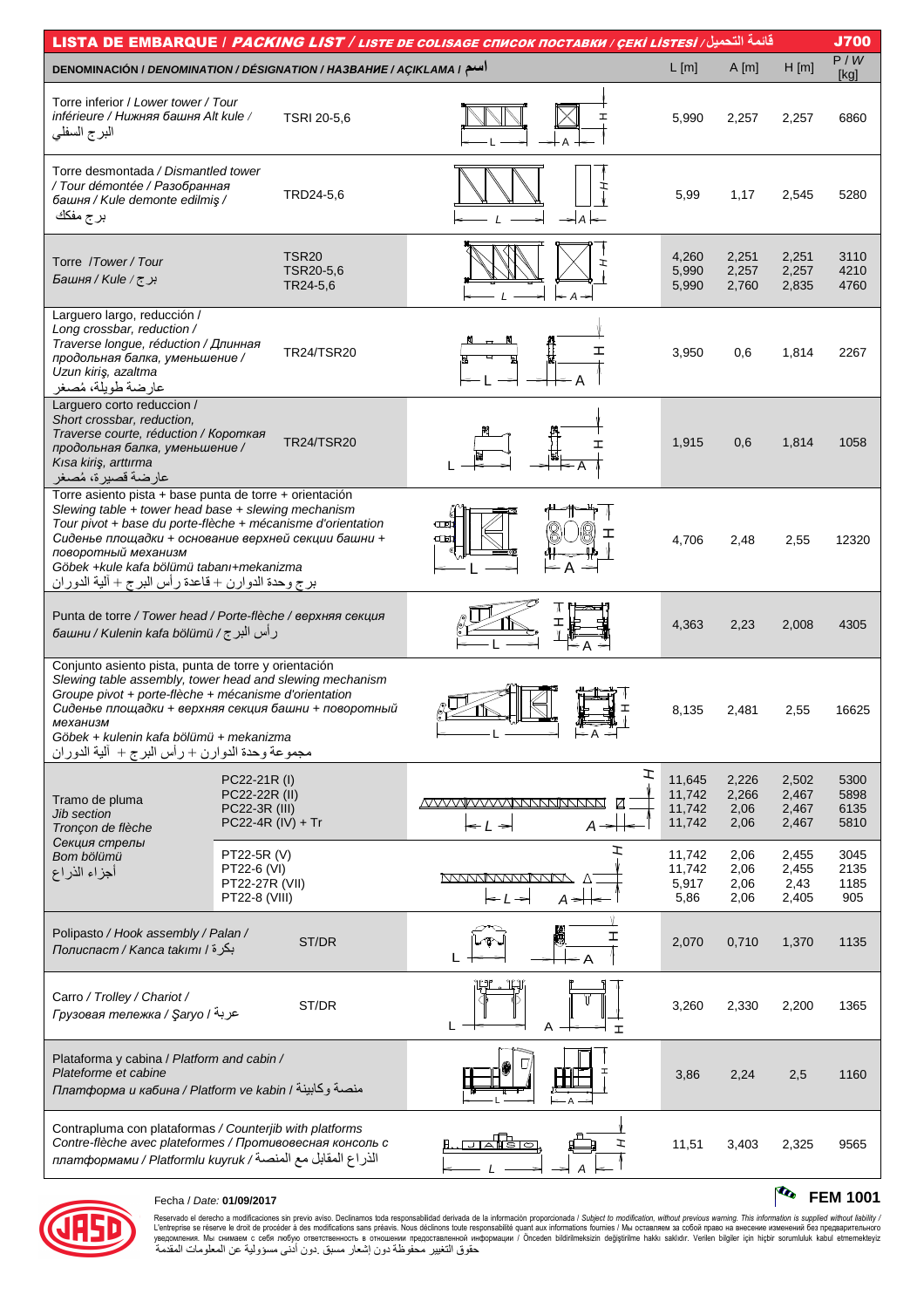# LISTA DE EMBARQUE / *PACKING LIST / LISTE DE COLISAGE* СПИСОК ПОСТАВКИ / ÇEKİ LİSTESİ / قائمة التحميل — J700

| DENOMINACIÓN / *DENOMINATION / DÉSIGNATION /* НАЗВАНИЕ / AÇIKLAMA / اسم | | L [m] | A [m] | H [m] | P / *W* [kg] |
|---|---|---|---|---|---|
| Torre inferior / *Lower tower / Tour inférieure / Нижняя башня Alt kule /* البرج السفلي | TSRI 20-5,6 | 5,990 | 2,257 | 2,257 | 6860 |
| Torre desmontada / *Dismantled tower / Tour démontée / Разобранная башня / Kule demonte edilmiş /* برج مفكك | TRD24-5,6 | 5,99 | 1,17 | 2,545 | 5280 |
| Torre /*Tower / Tour* *Башня / Kule /* برج | TSR20<br>TSR20-5,6<br>TR24-5,6 | 4,260<br>5,990<br>5,990 | 2,251<br>2,257<br>2,760 | 2,251<br>2,257<br>2,835 | 3110<br>4210<br>4760 |
| Larguero largo, reducción / *Long crossbar, reduction / Traverse longue, réduction / Длинная продольная балка, уменьшение / Uzun kiriş, azaltma* عارضة طويلة، مُصغر | TR24/TSR20 | 3,950 | 0,6 | 1,814 | 2267 |
| Larguero corto reduccion / *Short crossbar, reduction, Traverse courte, réduction / Короткая продольная балка, уменьшение / Kısa kiriş, arttırma* عارضة قصيرة، مُصغر | TR24/TSR20 | 1,915 | 0,6 | 1,814 | 1058 |
| Torre asiento pista + base punta de torre + orientación *Slewing table + tower head base + slewing mechanism Tour pivot + base du porte-flèche + mécanisme d'orientation Сиденье площадки + основание верхней секции башни + поворотный механизм Göbek +kule kafa bölümü tabanı+mekanizma* برج وحدة الدوران + قاعدة رأس البرج + آلية الدوران | | 4,706 | 2,48 | 2,55 | 12320 |
| Punta de torre / *Tower head / Porte-flèche / верхняя секция башни / Kulenin kafa bölümü /* رأس البرج | | 4,363 | 2,23 | 2,008 | 4305 |
| Conjunto asiento pista, punta de torre y orientación *Slewing table assembly, tower head and slewing mechanism Groupe pivot + porte-flèche + mécanisme d'orientation Сиденье площадки + верхняя секция башни + поворотный механизм Göbek + kulenin kafa bölümü + mekanizma* مجموعة وحدة الدوران + رأس البرج + آلية الدوران | | 8,135 | 2,481 | 2,55 | 16625 |
| Tramo de pluma *Jib section Tronçon de flèche Секция стрелы Bom bölümü* أجزاء الذراع | PC22-21R (I)<br>PC22-22R (II)<br>PC22-3R (III)<br>PC22-4R (IV) + Tr | 11,645<br>11,742<br>11,742<br>11,742 | 2,226<br>2,266<br>2,06<br>2,06 | 2,502<br>2,467<br>2,467<br>2,467 | 5300<br>5898<br>6135<br>5810 |
| | PT22-5R (V)<br>PT22-6 (VI)<br>PT22-27R (VII)<br>PT22-8 (VIII) | 11,742<br>11,742<br>5,917<br>5,86 | 2,06<br>2,06<br>2,06<br>2,06 | 2,455<br>2,455<br>2,43<br>2,405 | 3045<br>2135<br>1185<br>905 |
| Polipasto / *Hook assembly / Palan / Полиспаст / Kanca takımı /* بكرة | ST/DR | 2,070 | 0,710 | 1,370 | 1135 |
| Carro / *Trolley / Chariot / Грузовая тележка / Şaryo /* عربة | ST/DR | 3,260 | 2,330 | 2,200 | 1365 |
| Plataforma y cabina / *Platform and cabin / Plateforme et cabine Платформа и кабина / Platform ve kabin /* منصة وكابينة | | 3,86 | 2,24 | 2,5 | 1160 |
| Contrapluma con plataformas / *Counterjib with platforms Contre-flèche avec plateformes / Противовесная консоль с платформами / Platformlu kuyruk /* الذراع المقابل مع المنصة | | 11,51 | 3,403 | 2,325 | 9565 |

Fecha / *Date:* **01/09/2017**

**FEM 1001**

Reservado el derecho a modificaciones sin previo aviso. Declinamos toda responsabilidad derivada de la información proporcionada / *Subject to modification, without previous warning. This information is supplied without liability /* L'entreprise se réserve le droit de procéder à des modifications sans préavis. Nous déclinons toute responsabilité quant aux informations fournies / Мы оставляем за собой право на внесение изменений без предварительного уведомления. Мы снимаем с себя любую ответственность в отношении предоставленной информации / Önceden bildirilmeksizin değiştirilme hakkı saklıdır. Verilen bilgiler için hiçbir sorumluluk kabul etmemekteyiz
حقوق التغيير محفوظة دون إشعار مسبق .دون أدنى مسؤولية عن المعلومات المقدمة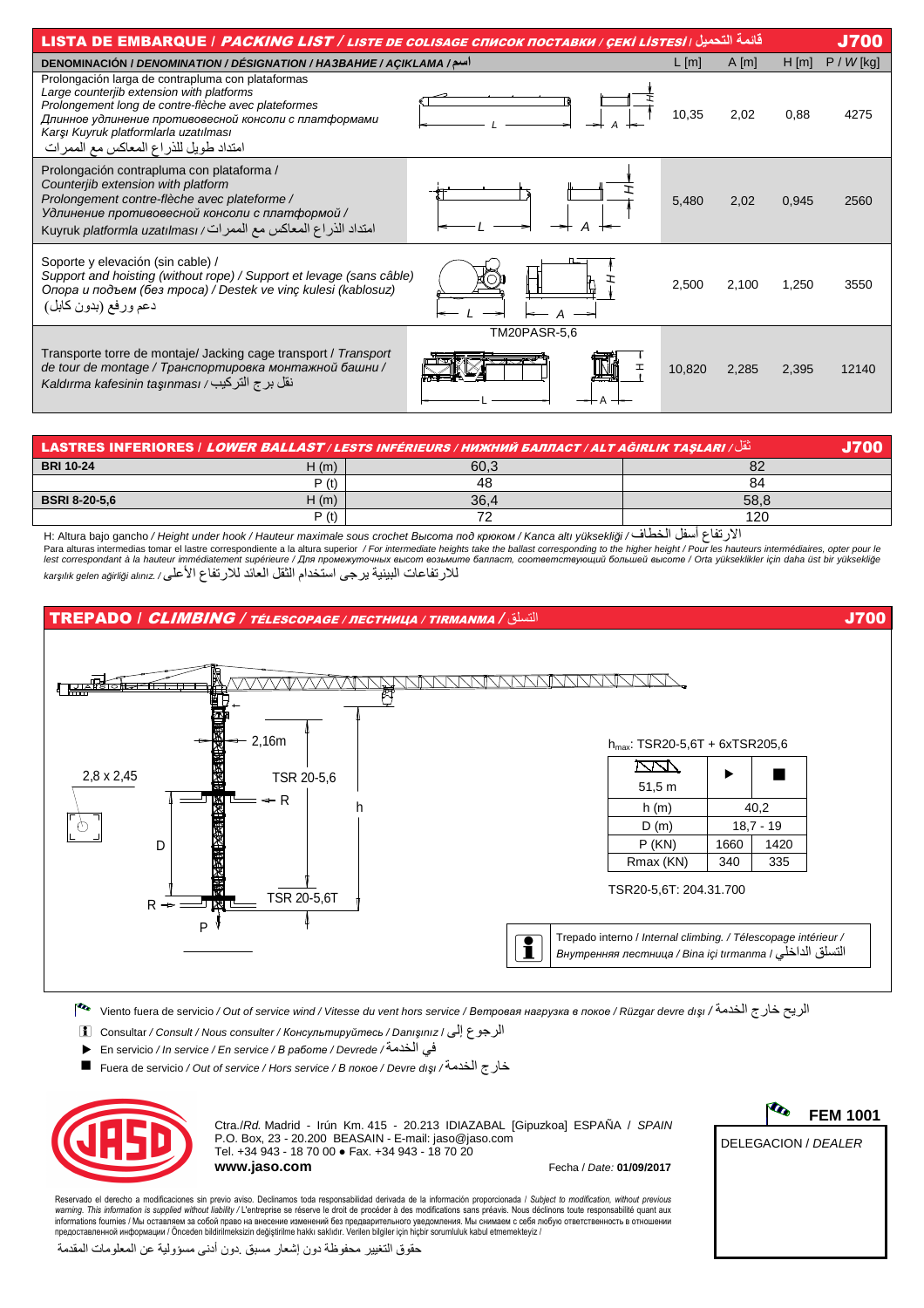## LISTA DE EMBARQUE / *PACKING LIST* / *LISTE DE COLISAGE СПИСОК ПОСТАВКИ / ÇEKİ LİSTESİ* / قائمة التحميل — J700

| DENOMINACIÓN / *DENOMINATION* / *DÉSIGNATION* / *НАЗВАНИЕ* / *AÇIKLAMA* / اسم | | L [m] | A [m] | H [m] | P / *W* [kg] |
|---|---|---|---|---|---|
| Prolongación larga de contrapluma con plataformas / *Large counterjib extension with platforms* / *Prolongement long de contre-flèche avec plateformes* / *Длинное удлинение противовесной консоли с платформами* / *Karşı Kuyruk platformlarla uzatılması* / امتداد طويل للذراع المعاكس مع الممرات | | 10,35 | 2,02 | 0,88 | 4275 |
| Prolongación contrapluma con plataforma / *Counterjib extension with platform* / *Prolongement contre-flèche avec plateforme* / *Удлинение противовесной консоли с платформой* / Kuyruk *platformla uzatılması* / امتداد الذراع المعاكس مع الممرات | | 5,480 | 2,02 | 0,945 | 2560 |
| Soporte y elevación (sin cable) / *Support and hoisting (without rope)* / *Support et levage (sans câble)* / *Опора и подъем (без троса)* / *Destek ve vinç kulesi (kablosuz)* / دعم ورفع (بدون كابل) | | 2,500 | 2,100 | 1,250 | 3550 |
| Transporte torre de montaje/ Jacking cage transport / *Transport de tour de montage* / *Транспортировка монтажной башни* / *Kaldırma kafesinin taşınması* / نقل برج التركيب | TM20PASR-5,6 | 10,820 | 2,285 | 2,395 | 12140 |

## LASTRES INFERIORES / *LOWER BALLAST* / *LESTS INFÉRIEURS* / *НИЖНИЙ БАЛЛАСТ* / *ALT AĞIRLIK TAŞLARI* / ثقل — J700

| | | | |
|---|---|---|---|
| **BRI 10-24** | H (m) | 60,3 | 82 |
| | P (t) | 48 | 84 |
| **BSRI 8-20-5,6** | H (m) | 36,4 | 58,8 |
| | P (t) | 72 | 120 |

H: Altura bajo gancho / *Height under hook* / *Hauteur maximale sous crochet Высота под крюком* / *Kanca altı yüksekliği* / الارتفاع أسفل الخطاف

Para alturas intermedias tomar el lastre correspondiente a la altura superior / *For intermediate heights take the ballast corresponding to the higher height* / *Pour les hauteurs intermédiaires, opter pour le lest correspondant à la hauteur immédiatement supérieure* / *Для промежуточных высот возьмите балласт, соответствующий большей высоте* / *Orta yükseklikler için daha üst bir yüksekliğe karşılık gelen ağirliği alınız.* / للارتفاعات البينية يرجى استخدام الثقل العائد للارتفاع الأعلى

## TREPADO / *CLIMBING* / *TÉLESCOPAGE* / *ЛЕСТНИЦА* / *TIRMANMA* / التسلق — J700

2,16m

2,8 x 2,45

TSR 20-5,6

R

h

D

TSR 20-5,6T

R

P

$h_{max}$: TSR20-5,6T + 6xTSR205,6

| 51,5 m | ▶ | ■ |
|---|---|---|
| h (m) | 40,2 | |
| D (m) | 18,7 - 19 | |
| P (KN) | 1660 | 1420 |
| Rmax (KN) | 340 | 335 |

TSR20-5,6T: 204.31.700

Trepado interno / *Internal climbing.* / *Télescopage intérieur* / *Внутренняя лестница* / *Bina içi tırmanma* / التسلق الداخلي

Viento fuera de servicio / *Out of service wind* / *Vitesse du vent hors service* / *Ветровая нагрузка в покое* / *Rüzgar devre dışı* / الريح خارج الخدمة

Consultar / *Consult* / *Nous consulter* / *Консультируйтесь* / *Danışınız* / الرجوع إلى

▶ En servicio / *In service* / *En service* / *В работе* / *Devrede* / في الخدمة

■ Fuera de servicio / *Out of service* / *Hors service* / *В покое* / *Devre dışı* / خارج الخدمة

Ctra./*Rd.* Madrid - Irún Km. 415 - 20.213 IDIAZABAL [Gipuzkoa] ESPAÑA / *SPAIN*
P.O. Box, 23 - 20.200 BEASAIN - E-mail: jaso@jaso.com
Tel. +34 943 - 18 70 00 ● Fax. +34 943 - 18 70 20
**www.jaso.com**

Fecha / *Date:* **01/09/2017**

**FEM 1001**

DELEGACION / *DEALER*

Reservado el derecho a modificaciones sin previo aviso. Declinamos toda responsabilidad derivada de la información proporcionada / *Subject to modification, without previous warning. This information is supplied without liability* / L'entreprise se réserve le droit de procéder à des modifications sans préavis. Nous déclinons toute responsabilité quant aux informations fournies / Мы оставляем за собой право на внесение изменений без предварительного уведомления. Мы снимаем с себя любую ответственность в отношении предоставленной информации / Önceden bildirilmeksizin değiştirilme hakkı saklıdır. Verilen bilgiler için hiçbir sorumluluk kabul etmemekteyiz /

حقوق التغيير محفوظة دون إشعار مسبق .دون أدنى مسؤولية عن المعلومات المقدمة